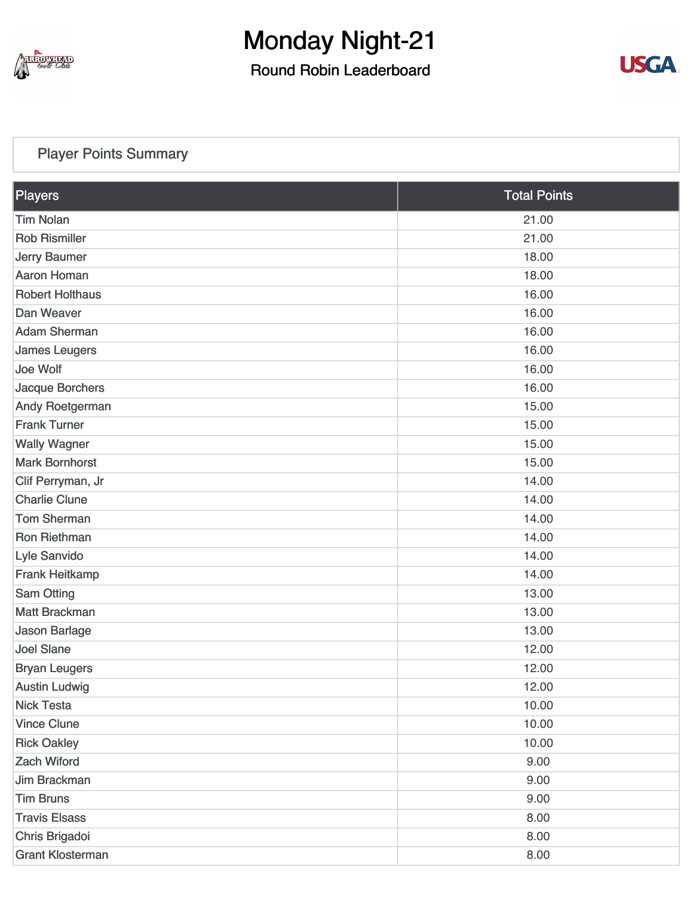# Monday Night-21

## Round Robin Leaderboard

### Player Points Summary

| Players | Total Points |
|---|---|
| Tim Nolan | 21.00 |
| Rob Rismiller | 21.00 |
| Jerry Baumer | 18.00 |
| Aaron Homan | 18.00 |
| Robert Holthaus | 16.00 |
| Dan Weaver | 16.00 |
| Adam Sherman | 16.00 |
| James Leugers | 16.00 |
| Joe Wolf | 16.00 |
| Jacque Borchers | 16.00 |
| Andy Roetgerman | 15.00 |
| Frank Turner | 15.00 |
| Wally Wagner | 15.00 |
| Mark Bornhorst | 15.00 |
| Clif Perryman, Jr | 14.00 |
| Charlie Clune | 14.00 |
| Tom Sherman | 14.00 |
| Ron Riethman | 14.00 |
| Lyle Sanvido | 14.00 |
| Frank Heitkamp | 14.00 |
| Sam Otting | 13.00 |
| Matt Brackman | 13.00 |
| Jason Barlage | 13.00 |
| Joel Slane | 12.00 |
| Bryan Leugers | 12.00 |
| Austin Ludwig | 12.00 |
| Nick Testa | 10.00 |
| Vince Clune | 10.00 |
| Rick Oakley | 10.00 |
| Zach Wiford | 9.00 |
| Jim Brackman | 9.00 |
| Tim Bruns | 9.00 |
| Travis Elsass | 8.00 |
| Chris Brigadoi | 8.00 |
| Grant Klosterman | 8.00 |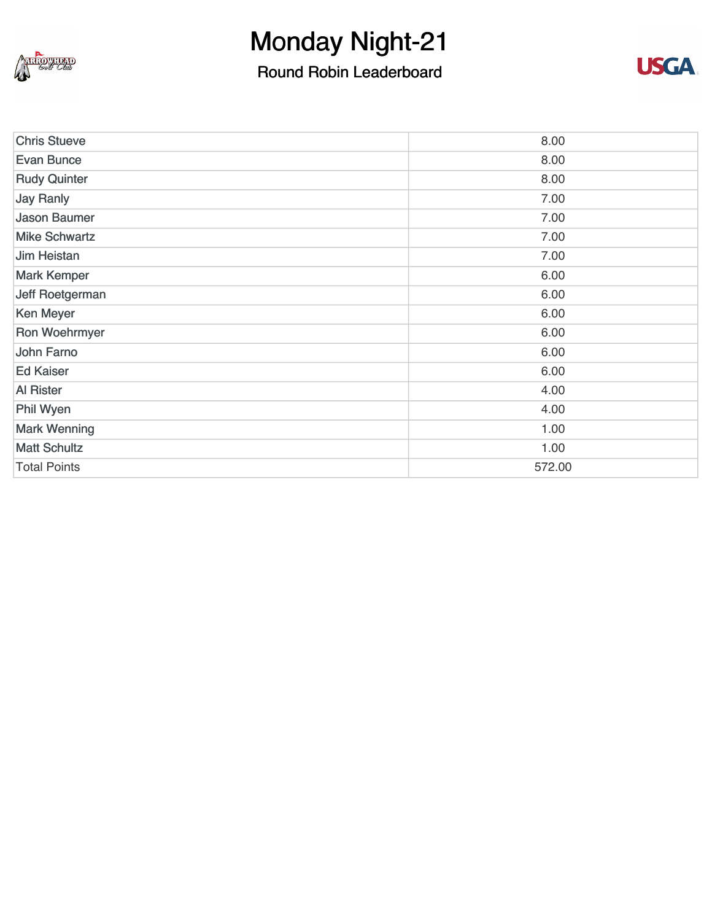# Monday Night-21

## Round Robin Leaderboard

| | |
|---|---|
| Chris Stueve | 8.00 |
| Evan Bunce | 8.00 |
| Rudy Quinter | 8.00 |
| Jay Ranly | 7.00 |
| Jason Baumer | 7.00 |
| Mike Schwartz | 7.00 |
| Jim Heistan | 7.00 |
| Mark Kemper | 6.00 |
| Jeff Roetgerman | 6.00 |
| Ken Meyer | 6.00 |
| Ron Woehrmyer | 6.00 |
| John Farno | 6.00 |
| Ed Kaiser | 6.00 |
| Al Rister | 4.00 |
| Phil Wyen | 4.00 |
| Mark Wenning | 1.00 |
| Matt Schultz | 1.00 |
| Total Points | 572.00 |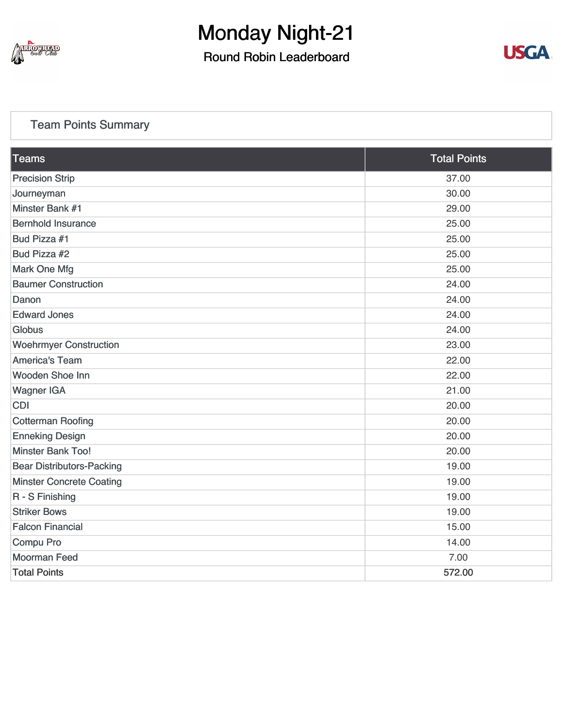# Monday Night-21

## Round Robin Leaderboard

### Team Points Summary

| Teams | Total Points |
|---|---|
| Precision Strip | 37.00 |
| Journeyman | 30.00 |
| Minster Bank #1 | 29.00 |
| Bernhold Insurance | 25.00 |
| Bud Pizza #1 | 25.00 |
| Bud Pizza #2 | 25.00 |
| Mark One Mfg | 25.00 |
| Baumer Construction | 24.00 |
| Danon | 24.00 |
| Edward Jones | 24.00 |
| Globus | 24.00 |
| Woehrmyer Construction | 23.00 |
| America's Team | 22.00 |
| Wooden Shoe Inn | 22.00 |
| Wagner IGA | 21.00 |
| CDI | 20.00 |
| Cotterman Roofing | 20.00 |
| Enneking Design | 20.00 |
| Minster Bank Too! | 20.00 |
| Bear Distributors-Packing | 19.00 |
| Minster Concrete Coating | 19.00 |
| R - S Finishing | 19.00 |
| Striker Bows | 19.00 |
| Falcon Financial | 15.00 |
| Compu Pro | 14.00 |
| Moorman Feed | 7.00 |
| Total Points | 572.00 |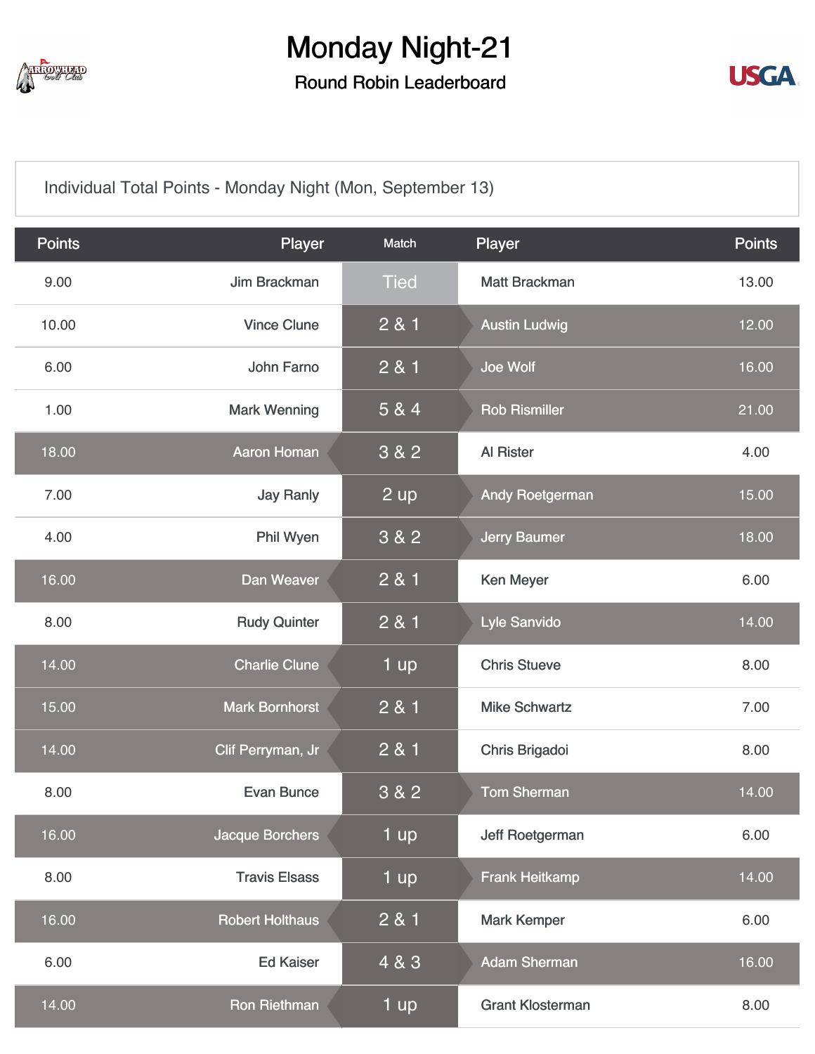# Monday Night-21

## Round Robin Leaderboard

Individual Total Points - Monday Night (Mon, September 13)

| Points | Player | Match | Player | Points |
|---|---|---|---|---|
| 9.00 | Jim Brackman | Tied | Matt Brackman | 13.00 |
| 10.00 | Vince Clune | 2 & 1 | Austin Ludwig | 12.00 |
| 6.00 | John Farno | 2 & 1 | Joe Wolf | 16.00 |
| 1.00 | Mark Wenning | 5 & 4 | Rob Rismiller | 21.00 |
| 18.00 | Aaron Homan | 3 & 2 | Al Rister | 4.00 |
| 7.00 | Jay Ranly | 2 up | Andy Roetgerman | 15.00 |
| 4.00 | Phil Wyen | 3 & 2 | Jerry Baumer | 18.00 |
| 16.00 | Dan Weaver | 2 & 1 | Ken Meyer | 6.00 |
| 8.00 | Rudy Quinter | 2 & 1 | Lyle Sanvido | 14.00 |
| 14.00 | Charlie Clune | 1 up | Chris Stueve | 8.00 |
| 15.00 | Mark Bornhorst | 2 & 1 | Mike Schwartz | 7.00 |
| 14.00 | Clif Perryman, Jr | 2 & 1 | Chris Brigadoi | 8.00 |
| 8.00 | Evan Bunce | 3 & 2 | Tom Sherman | 14.00 |
| 16.00 | Jacque Borchers | 1 up | Jeff Roetgerman | 6.00 |
| 8.00 | Travis Elsass | 1 up | Frank Heitkamp | 14.00 |
| 16.00 | Robert Holthaus | 2 & 1 | Mark Kemper | 6.00 |
| 6.00 | Ed Kaiser | 4 & 3 | Adam Sherman | 16.00 |
| 14.00 | Ron Riethman | 1 up | Grant Klosterman | 8.00 |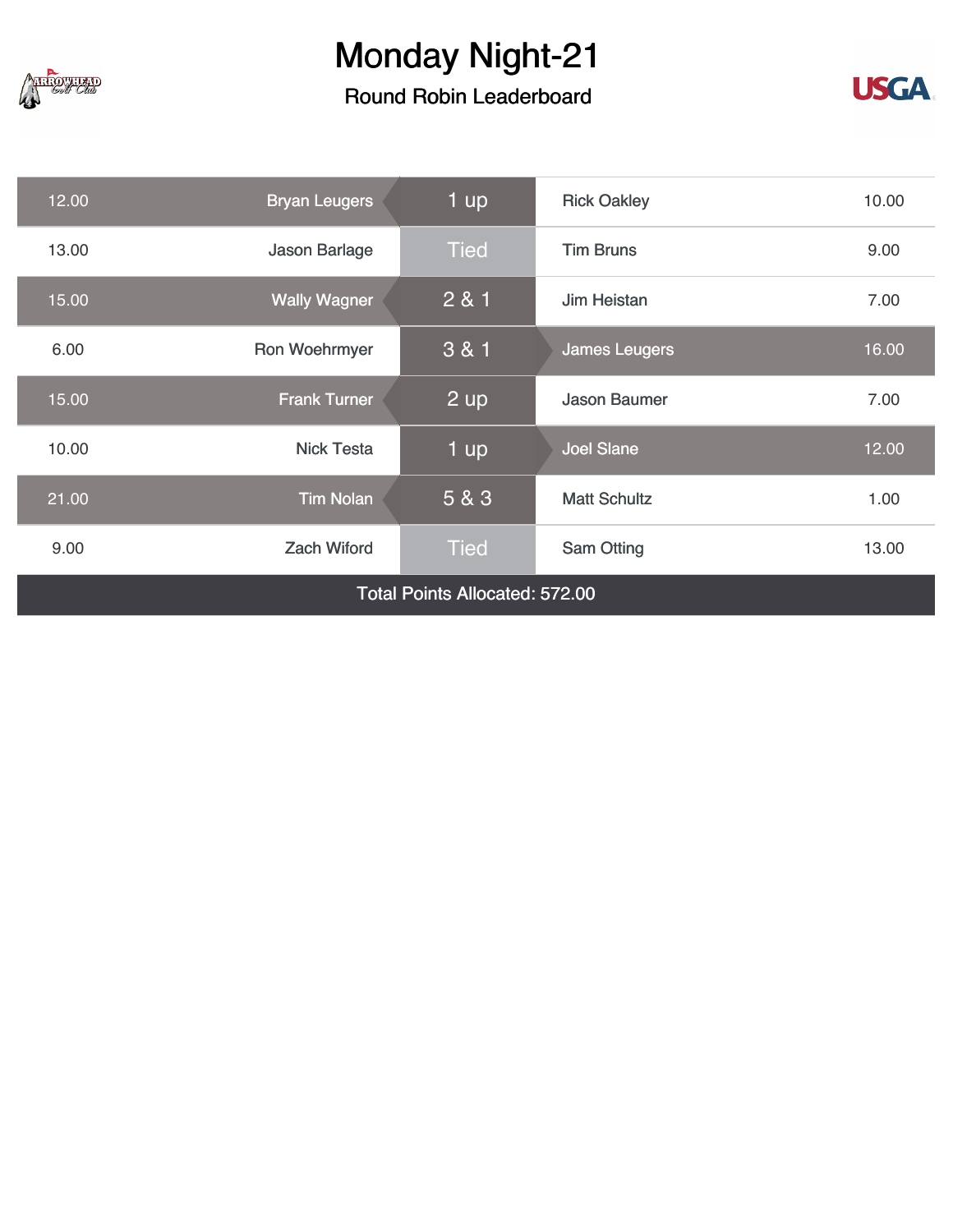# Monday Night-21

## Round Robin Leaderboard

| Points | Player | Result | Player | Points |
|---|---|---|---|---|
| 12.00 | Bryan Leugers | 1 up | Rick Oakley | 10.00 |
| 13.00 | Jason Barlage | Tied | Tim Bruns | 9.00 |
| 15.00 | Wally Wagner | 2 & 1 | Jim Heistan | 7.00 |
| 6.00 | Ron Woehrmyer | 3 & 1 | James Leugers | 16.00 |
| 15.00 | Frank Turner | 2 up | Jason Baumer | 7.00 |
| 10.00 | Nick Testa | 1 up | Joel Slane | 12.00 |
| 21.00 | Tim Nolan | 5 & 3 | Matt Schultz | 1.00 |
| 9.00 | Zach Wiford | Tied | Sam Otting | 13.00 |

Total Points Allocated: 572.00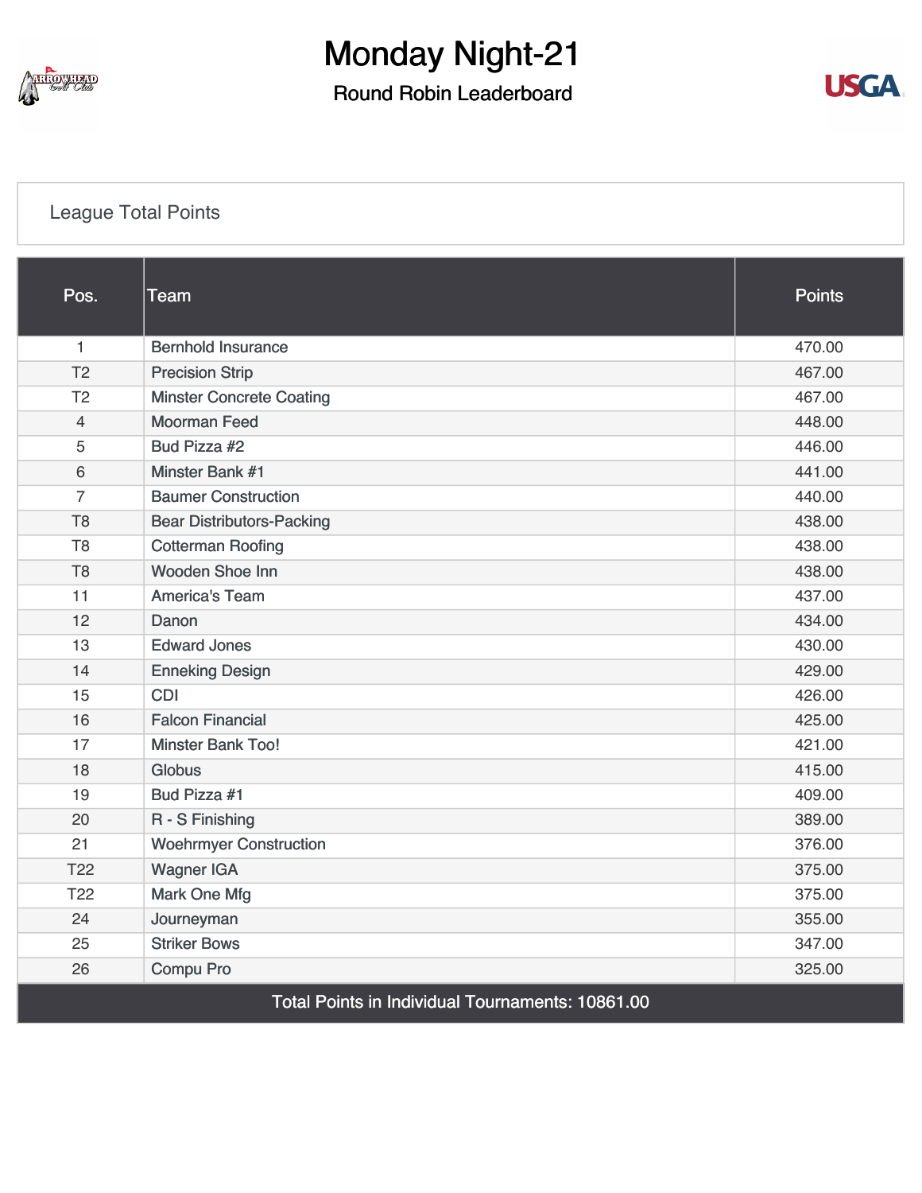# Monday Night-21

## Round Robin Leaderboard

League Total Points

| Pos. | Team | Points |
|---|---|---|
| 1 | Bernhold Insurance | 470.00 |
| T2 | Precision Strip | 467.00 |
| T2 | Minster Concrete Coating | 467.00 |
| 4 | Moorman Feed | 448.00 |
| 5 | Bud Pizza #2 | 446.00 |
| 6 | Minster Bank #1 | 441.00 |
| 7 | Baumer Construction | 440.00 |
| T8 | Bear Distributors-Packing | 438.00 |
| T8 | Cotterman Roofing | 438.00 |
| T8 | Wooden Shoe Inn | 438.00 |
| 11 | America's Team | 437.00 |
| 12 | Danon | 434.00 |
| 13 | Edward Jones | 430.00 |
| 14 | Enneking Design | 429.00 |
| 15 | CDI | 426.00 |
| 16 | Falcon Financial | 425.00 |
| 17 | Minster Bank Too! | 421.00 |
| 18 | Globus | 415.00 |
| 19 | Bud Pizza #1 | 409.00 |
| 20 | R - S Finishing | 389.00 |
| 21 | Woehrmyer Construction | 376.00 |
| T22 | Wagner IGA | 375.00 |
| T22 | Mark One Mfg | 375.00 |
| 24 | Journeyman | 355.00 |
| 25 | Striker Bows | 347.00 |
| 26 | Compu Pro | 325.00 |

Total Points in Individual Tournaments: 10861.00